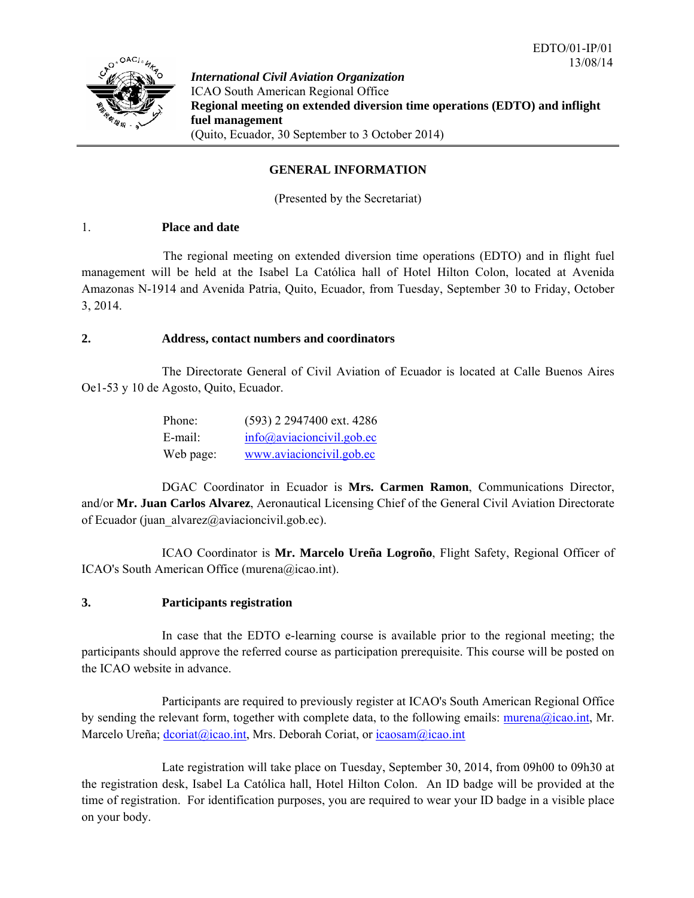EDTO/01-IP/01
13/08/14

***International Civil Aviation Organization***
ICAO South American Regional Office
**Regional meeting on extended diversion time operations (EDTO) and inflight fuel management**
(Quito, Ecuador, 30 September to 3 October 2014)

**GENERAL INFORMATION**

(Presented by the Secretariat)

## 1. Place and date

The regional meeting on extended diversion time operations (EDTO) and in flight fuel management will be held at the Isabel La Católica hall of Hotel Hilton Colon, located at Avenida Amazonas N-1914 and Avenida Patria, Quito, Ecuador, from Tuesday, September 30 to Friday, October 3, 2014.

## 2. Address, contact numbers and coordinators

The Directorate General of Civil Aviation of Ecuador is located at Calle Buenos Aires Oe1-53 y 10 de Agosto, Quito, Ecuador.

| | |
|---|---|
| Phone: | (593) 2 2947400 ext. 4286 |
| E-mail: | info@aviacioncivil.gob.ec |
| Web page: | www.aviacioncivil.gob.ec |

DGAC Coordinator in Ecuador is **Mrs. Carmen Ramon**, Communications Director, and/or **Mr. Juan Carlos Alvarez**, Aeronautical Licensing Chief of the General Civil Aviation Directorate of Ecuador (juan_alvarez@aviacioncivil.gob.ec).

ICAO Coordinator is **Mr. Marcelo Ureña Logroño**, Flight Safety, Regional Officer of ICAO's South American Office (murena@icao.int).

## 3. Participants registration

In case that the EDTO e-learning course is available prior to the regional meeting; the participants should approve the referred course as participation prerequisite. This course will be posted on the ICAO website in advance.

Participants are required to previously register at ICAO's South American Regional Office by sending the relevant form, together with complete data, to the following emails: murena@icao.int, Mr. Marcelo Ureña; dcoriat@icao.int, Mrs. Deborah Coriat, or icaosam@icao.int

Late registration will take place on Tuesday, September 30, 2014, from 09h00 to 09h30 at the registration desk, Isabel La Católica hall, Hotel Hilton Colon. An ID badge will be provided at the time of registration. For identification purposes, you are required to wear your ID badge in a visible place on your body.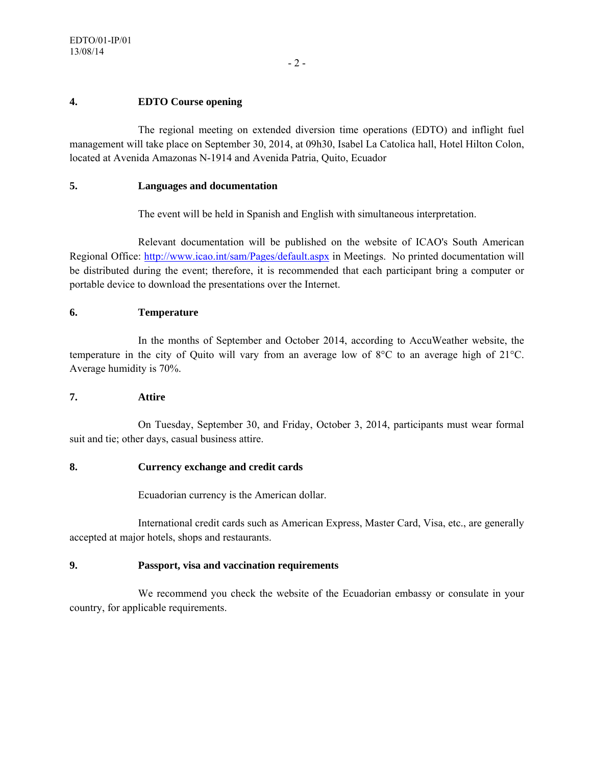## 4. EDTO Course opening

The regional meeting on extended diversion time operations (EDTO) and inflight fuel management will take place on September 30, 2014, at 09h30, Isabel La Catolica hall, Hotel Hilton Colon, located at Avenida Amazonas N-1914 and Avenida Patria, Quito, Ecuador

## 5. Languages and documentation

The event will be held in Spanish and English with simultaneous interpretation.

Relevant documentation will be published on the website of ICAO's South American Regional Office: http://www.icao.int/sam/Pages/default.aspx in Meetings. No printed documentation will be distributed during the event; therefore, it is recommended that each participant bring a computer or portable device to download the presentations over the Internet.

## 6. Temperature

In the months of September and October 2014, according to AccuWeather website, the temperature in the city of Quito will vary from an average low of 8°C to an average high of 21°C. Average humidity is 70%.

## 7. Attire

On Tuesday, September 30, and Friday, October 3, 2014, participants must wear formal suit and tie; other days, casual business attire.

## 8. Currency exchange and credit cards

Ecuadorian currency is the American dollar.

International credit cards such as American Express, Master Card, Visa, etc., are generally accepted at major hotels, shops and restaurants.

## 9. Passport, visa and vaccination requirements

We recommend you check the website of the Ecuadorian embassy or consulate in your country, for applicable requirements.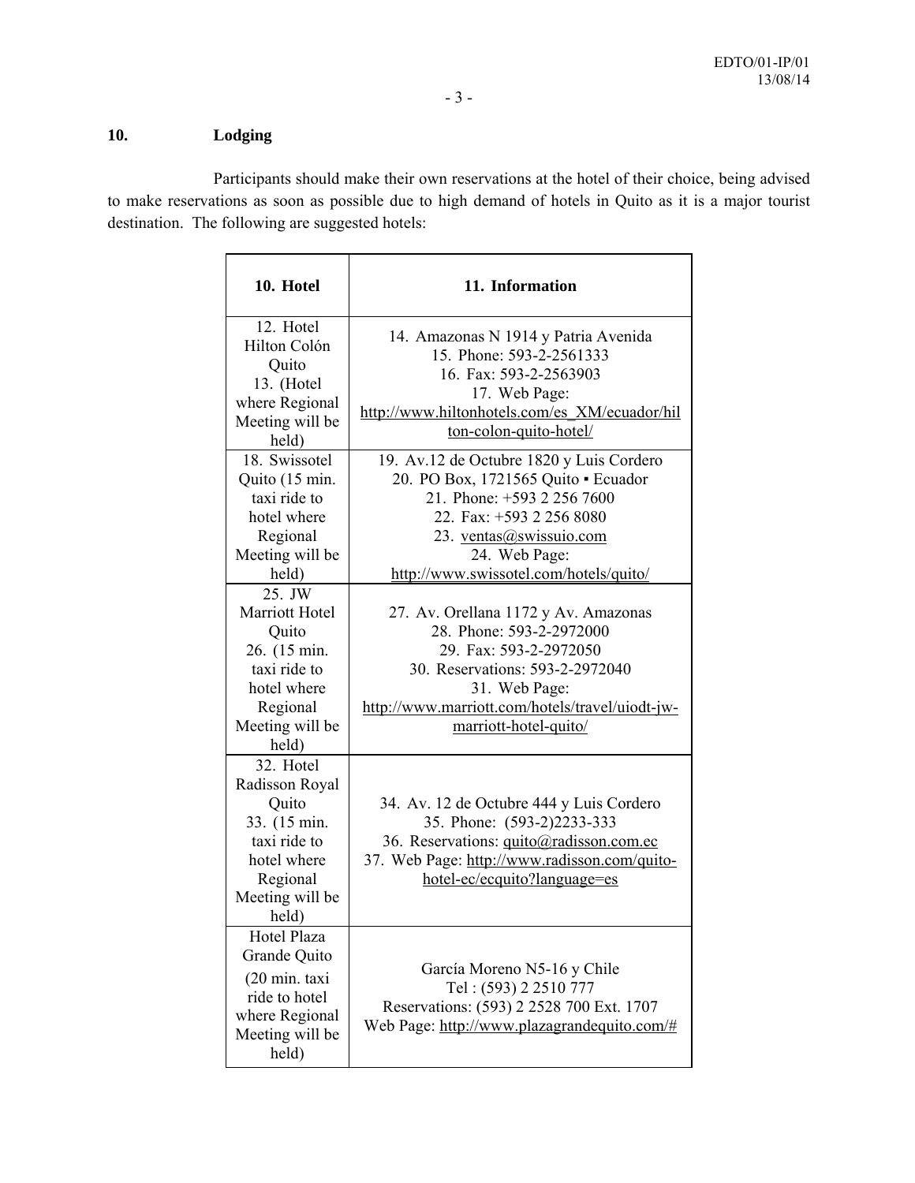## 10. Lodging

Participants should make their own reservations at the hotel of their choice, being advised to make reservations as soon as possible due to high demand of hotels in Quito as it is a major tourist destination. The following are suggested hotels:

| 10. Hotel | 11. Information |
|---|---|
| 12. Hotel Hilton Colón Quito 13. (Hotel where Regional Meeting will be held) | 14. Amazonas N 1914 y Patria Avenida 15. Phone: 593-2-2561333 16. Fax: 593-2-2563903 17. Web Page: http://www.hiltonhotels.com/es_XM/ecuador/hilton-colon-quito-hotel/ |
| 18. Swissotel Quito (15 min. taxi ride to hotel where Regional Meeting will be held) | 19. Av.12 de Octubre 1820 y Luis Cordero 20. PO Box, 1721565 Quito ▪ Ecuador 21. Phone: +593 2 256 7600 22. Fax: +593 2 256 8080 23. ventas@swissuio.com 24. Web Page: http://www.swissotel.com/hotels/quito/ |
| 25. JW Marriott Hotel Quito 26. (15 min. taxi ride to hotel where Regional Meeting will be held) | 27. Av. Orellana 1172 y Av. Amazonas 28. Phone: 593-2-2972000 29. Fax: 593-2-2972050 30. Reservations: 593-2-2972040 31. Web Page: http://www.marriott.com/hotels/travel/uiodt-jw-marriott-hotel-quito/ |
| 32. Hotel Radisson Royal Quito 33. (15 min. taxi ride to hotel where Regional Meeting will be held) | 34. Av. 12 de Octubre 444 y Luis Cordero 35. Phone: (593-2)2233-333 36. Reservations: quito@radisson.com.ec 37. Web Page: http://www.radisson.com/quito-hotel-ec/ecquito?language=es |
| Hotel Plaza Grande Quito (20 min. taxi ride to hotel where Regional Meeting will be held) | García Moreno N5-16 y Chile Tel : (593) 2 2510 777 Reservations: (593) 2 2528 700 Ext. 1707 Web Page: http://www.plazagrandequito.com/# |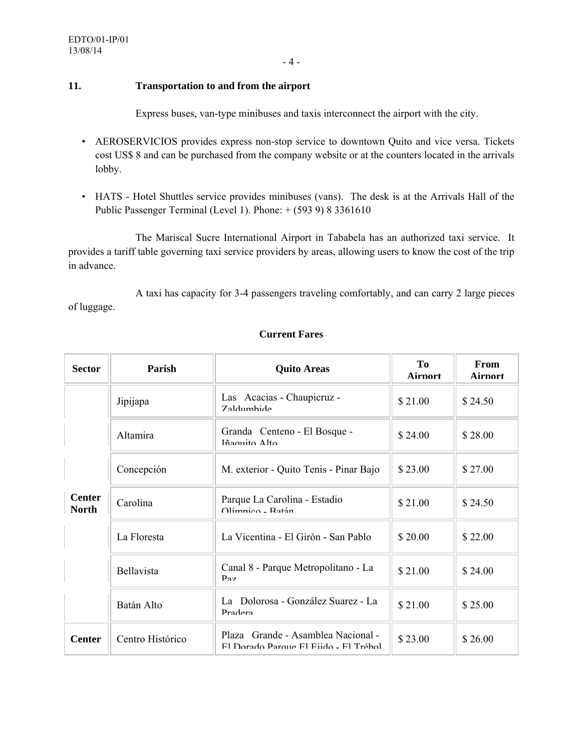## 11. Transportation to and from the airport

Express buses, van-type minibuses and taxis interconnect the airport with the city.

- AEROSERVICIOS provides express non-stop service to downtown Quito and vice versa. Tickets cost US$ 8 and can be purchased from the company website or at the counters located in the arrivals lobby.
- HATS - Hotel Shuttles service provides minibuses (vans). The desk is at the Arrivals Hall of the Public Passenger Terminal (Level 1). Phone: + (593 9) 8 3361610

The Mariscal Sucre International Airport in Tababela has an authorized taxi service. It provides a tariff table governing taxi service providers by areas, allowing users to know the cost of the trip in advance.

A taxi has capacity for 3-4 passengers traveling comfortably, and can carry 2 large pieces of luggage.

**Current Fares**

| Sector | Parish | Quito Areas | To Airport | From Airport |
|---|---|---|---|---|
| Center North | Jipijapa | Las Acacias - Chaupicruz - Zaldumbide | $ 21.00 | $ 24.50 |
| | Altamira | Granda Centeno - El Bosque - Iñaquito Alto | $ 24.00 | $ 28.00 |
| | Concepción | M. exterior - Quito Tenis - Pinar Bajo | $ 23.00 | $ 27.00 |
| | Carolina | Parque La Carolina - Estadio Olímpico - Batán | $ 21.00 | $ 24.50 |
| | La Floresta | La Vicentina - El Girón - San Pablo | $ 20.00 | $ 22.00 |
| | Bellavista | Canal 8 - Parque Metropolitano - La Paz | $ 21.00 | $ 24.00 |
| | Batán Alto | La Dolorosa - González Suarez - La Pradera | $ 21.00 | $ 25.00 |
| Center | Centro Histórico | Plaza Grande - Asamblea Nacional - El Dorado Parque El Ejido - El Trébol | $ 23.00 | $ 26.00 |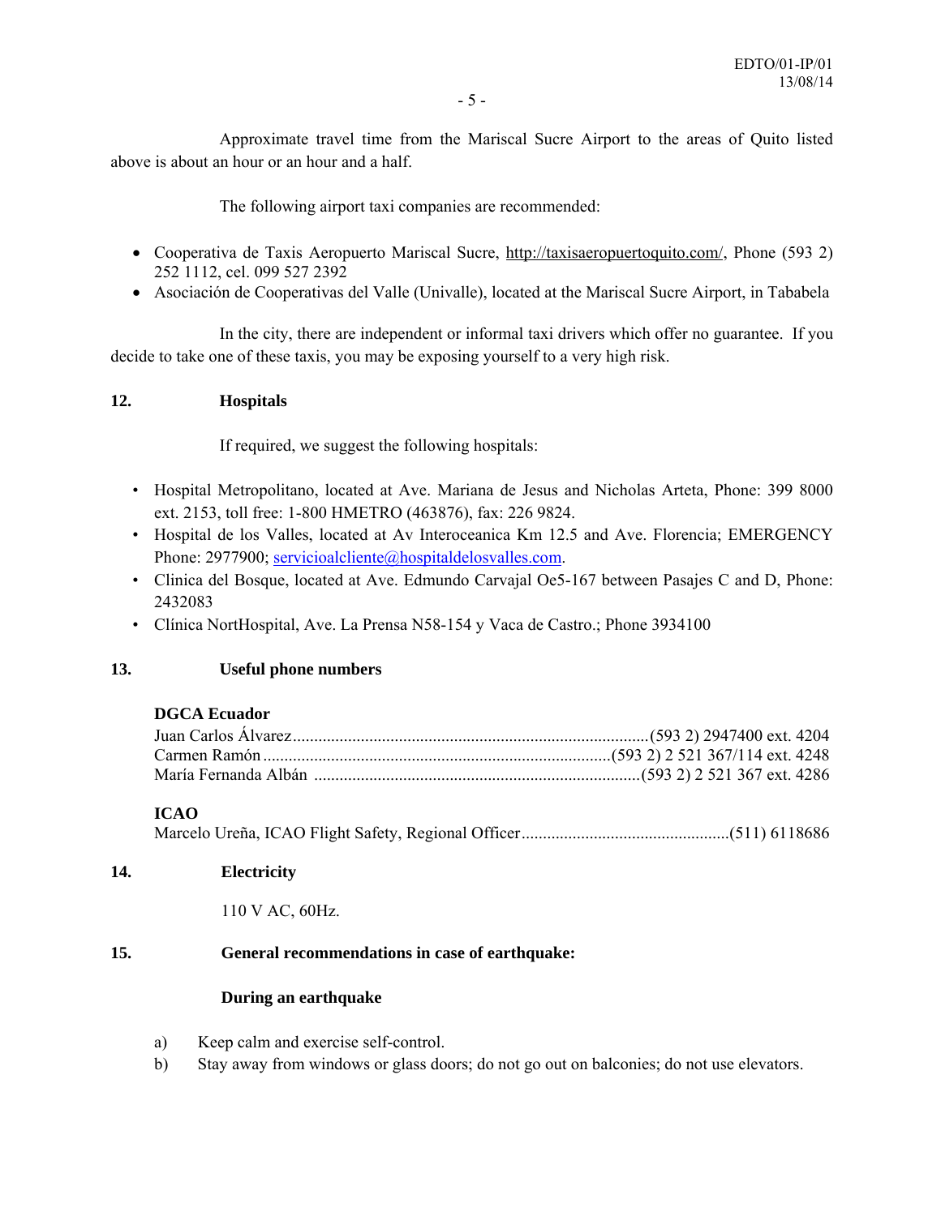Approximate travel time from the Mariscal Sucre Airport to the areas of Quito listed above is about an hour or an hour and a half.

The following airport taxi companies are recommended:

- Cooperativa de Taxis Aeropuerto Mariscal Sucre, http://taxisaeropuertoquito.com/, Phone (593 2) 252 1112, cel. 099 527 2392
- Asociación de Cooperativas del Valle (Univalle), located at the Mariscal Sucre Airport, in Tababela

In the city, there are independent or informal taxi drivers which offer no guarantee. If you decide to take one of these taxis, you may be exposing yourself to a very high risk.

## 12. Hospitals

If required, we suggest the following hospitals:

- Hospital Metropolitano, located at Ave. Mariana de Jesus and Nicholas Arteta, Phone: 399 8000 ext. 2153, toll free: 1-800 HMETRO (463876), fax: 226 9824.
- Hospital de los Valles, located at Av Interoceanica Km 12.5 and Ave. Florencia; EMERGENCY Phone: 2977900; servicioalcliente@hospitaldelosvalles.com.
- Clinica del Bosque, located at Ave. Edmundo Carvajal Oe5-167 between Pasajes C and D, Phone: 2432083
- Clínica NorthHospital, Ave. La Prensa N58-154 y Vaca de Castro.; Phone 3934100

## 13. Useful phone numbers

**DGCA Ecuador**

Juan Carlos Álvarez ........................................ (593 2) 2947400 ext. 4204
Carmen Ramón ........................................ (593 2) 2 521 367/114 ext. 4248
María Fernanda Albán ........................................ (593 2) 2 521 367 ext. 4286

**ICAO**

Marcelo Ureña, ICAO Flight Safety, Regional Officer ........................................ (511) 6118686

## 14. Electricity

110 V AC, 60Hz.

## 15. General recommendations in case of earthquake:

### During an earthquake

a) Keep calm and exercise self-control.

b) Stay away from windows or glass doors; do not go out on balconies; do not use elevators.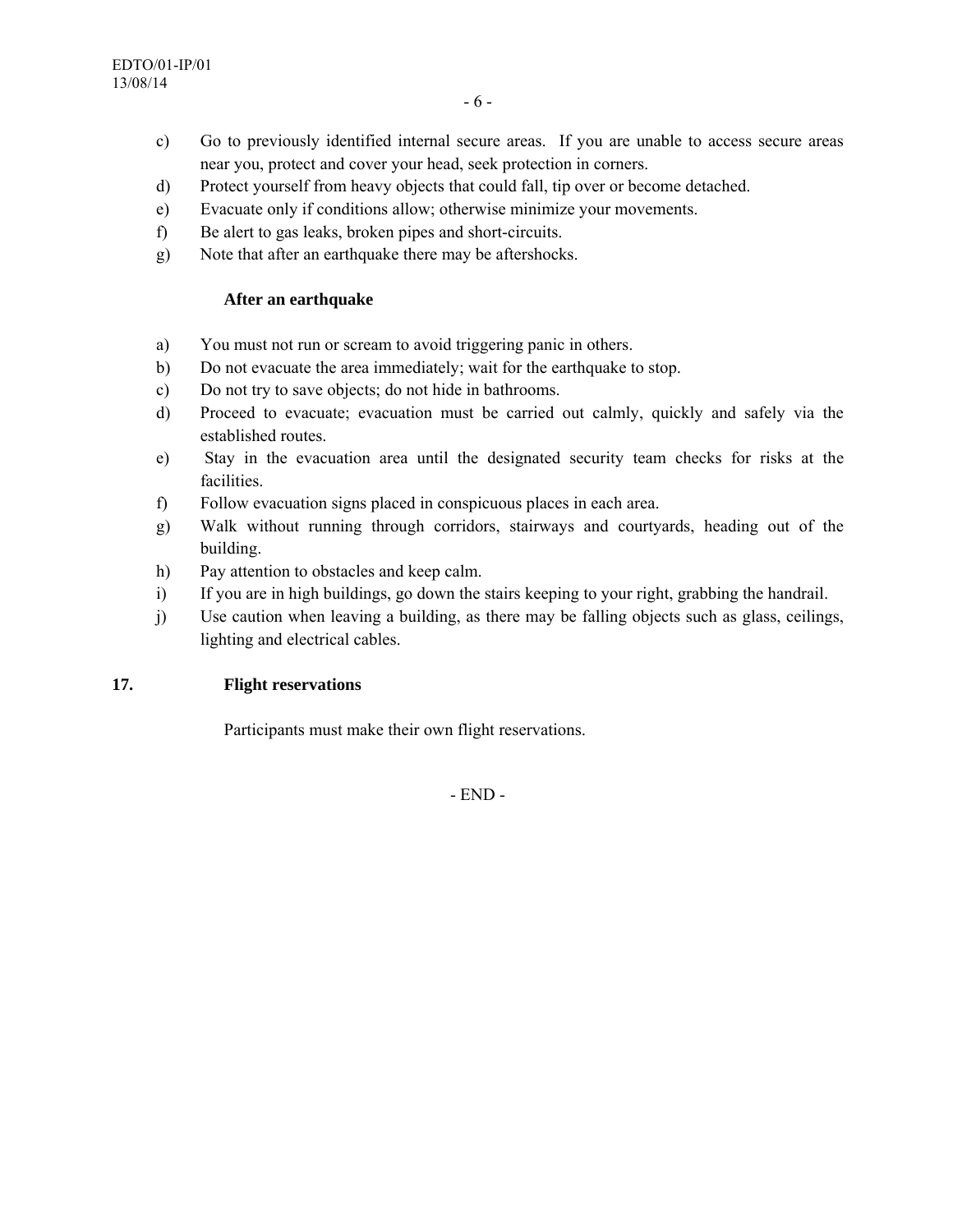c) Go to previously identified internal secure areas. If you are unable to access secure areas near you, protect and cover your head, seek protection in corners.

d) Protect yourself from heavy objects that could fall, tip over or become detached.

e) Evacuate only if conditions allow; otherwise minimize your movements.

f) Be alert to gas leaks, broken pipes and short-circuits.

g) Note that after an earthquake there may be aftershocks.

**After an earthquake**

a) You must not run or scream to avoid triggering panic in others.

b) Do not evacuate the area immediately; wait for the earthquake to stop.

c) Do not try to save objects; do not hide in bathrooms.

d) Proceed to evacuate; evacuation must be carried out calmly, quickly and safely via the established routes.

e) Stay in the evacuation area until the designated security team checks for risks at the facilities.

f) Follow evacuation signs placed in conspicuous places in each area.

g) Walk without running through corridors, stairways and courtyards, heading out of the building.

h) Pay attention to obstacles and keep calm.

i) If you are in high buildings, go down the stairs keeping to your right, grabbing the handrail.

j) Use caution when leaving a building, as there may be falling objects such as glass, ceilings, lighting and electrical cables.

## 17. Flight reservations

Participants must make their own flight reservations.

- END -